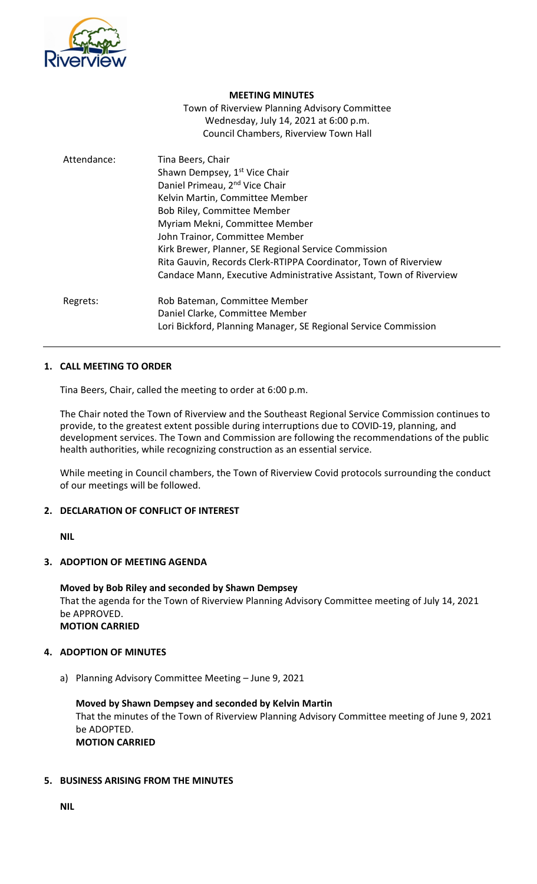**MEETING MINUTES**

Town of Riverview Planning Advisory Committee
Wednesday, July 14, 2021 at 6:00 p.m.
Council Chambers, Riverview Town Hall

| | |
|---|---|
| Attendance: | Tina Beers, Chair<br>Shawn Dempsey, 1st Vice Chair<br>Daniel Primeau, 2nd Vice Chair<br>Kelvin Martin, Committee Member<br>Bob Riley, Committee Member<br>Myriam Mekni, Committee Member<br>John Trainor, Committee Member<br>Kirk Brewer, Planner, SE Regional Service Commission<br>Rita Gauvin, Records Clerk-RTIPPA Coordinator, Town of Riverview<br>Candace Mann, Executive Administrative Assistant, Town of Riverview |
| Regrets: | Rob Bateman, Committee Member<br>Daniel Clarke, Committee Member<br>Lori Bickford, Planning Manager, SE Regional Service Commission |

## 1. CALL MEETING TO ORDER

Tina Beers, Chair, called the meeting to order at 6:00 p.m.

The Chair noted the Town of Riverview and the Southeast Regional Service Commission continues to provide, to the greatest extent possible during interruptions due to COVID-19, planning, and development services. The Town and Commission are following the recommendations of the public health authorities, while recognizing construction as an essential service.

While meeting in Council chambers, the Town of Riverview Covid protocols surrounding the conduct of our meetings will be followed.

## 2. DECLARATION OF CONFLICT OF INTEREST

**NIL**

## 3. ADOPTION OF MEETING AGENDA

**Moved by Bob Riley and seconded by Shawn Dempsey**
That the agenda for the Town of Riverview Planning Advisory Committee meeting of July 14, 2021 be APPROVED.
**MOTION CARRIED**

## 4. ADOPTION OF MINUTES

a) Planning Advisory Committee Meeting – June 9, 2021

**Moved by Shawn Dempsey and seconded by Kelvin Martin**
That the minutes of the Town of Riverview Planning Advisory Committee meeting of June 9, 2021 be ADOPTED.
**MOTION CARRIED**

## 5. BUSINESS ARISING FROM THE MINUTES

**NIL**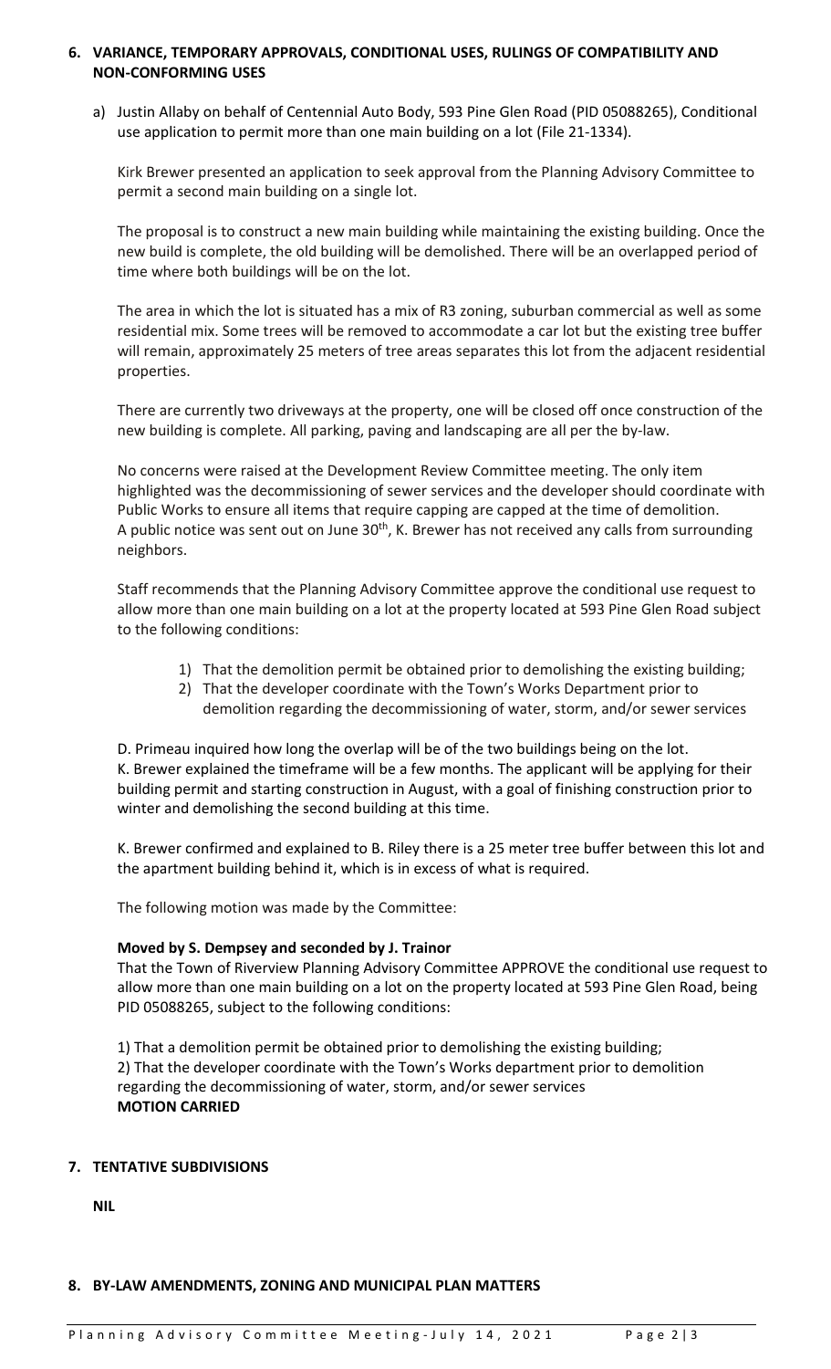## 6. VARIANCE, TEMPORARY APPROVALS, CONDITIONAL USES, RULINGS OF COMPATIBILITY AND NON-CONFORMING USES

a) Justin Allaby on behalf of Centennial Auto Body, 593 Pine Glen Road (PID 05088265), Conditional use application to permit more than one main building on a lot (File 21-1334).

Kirk Brewer presented an application to seek approval from the Planning Advisory Committee to permit a second main building on a single lot.

The proposal is to construct a new main building while maintaining the existing building. Once the new build is complete, the old building will be demolished. There will be an overlapped period of time where both buildings will be on the lot.

The area in which the lot is situated has a mix of R3 zoning, suburban commercial as well as some residential mix. Some trees will be removed to accommodate a car lot but the existing tree buffer will remain, approximately 25 meters of tree areas separates this lot from the adjacent residential properties.

There are currently two driveways at the property, one will be closed off once construction of the new building is complete. All parking, paving and landscaping are all per the by-law.

No concerns were raised at the Development Review Committee meeting. The only item highlighted was the decommissioning of sewer services and the developer should coordinate with Public Works to ensure all items that require capping are capped at the time of demolition. A public notice was sent out on June 30th, K. Brewer has not received any calls from surrounding neighbors.

Staff recommends that the Planning Advisory Committee approve the conditional use request to allow more than one main building on a lot at the property located at 593 Pine Glen Road subject to the following conditions:

1) That the demolition permit be obtained prior to demolishing the existing building;
2) That the developer coordinate with the Town's Works Department prior to demolition regarding the decommissioning of water, storm, and/or sewer services

D. Primeau inquired how long the overlap will be of the two buildings being on the lot.
K. Brewer explained the timeframe will be a few months. The applicant will be applying for their building permit and starting construction in August, with a goal of finishing construction prior to winter and demolishing the second building at this time.

K. Brewer confirmed and explained to B. Riley there is a 25 meter tree buffer between this lot and the apartment building behind it, which is in excess of what is required.

The following motion was made by the Committee:

**Moved by S. Dempsey and seconded by J. Trainor**
That the Town of Riverview Planning Advisory Committee APPROVE the conditional use request to allow more than one main building on a lot on the property located at 593 Pine Glen Road, being PID 05088265, subject to the following conditions:

1) That a demolition permit be obtained prior to demolishing the existing building;
2) That the developer coordinate with the Town's Works department prior to demolition regarding the decommissioning of water, storm, and/or sewer services
**MOTION CARRIED**

## 7. TENTATIVE SUBDIVISIONS

**NIL**

## 8. BY-LAW AMENDMENTS, ZONING AND MUNICIPAL PLAN MATTERS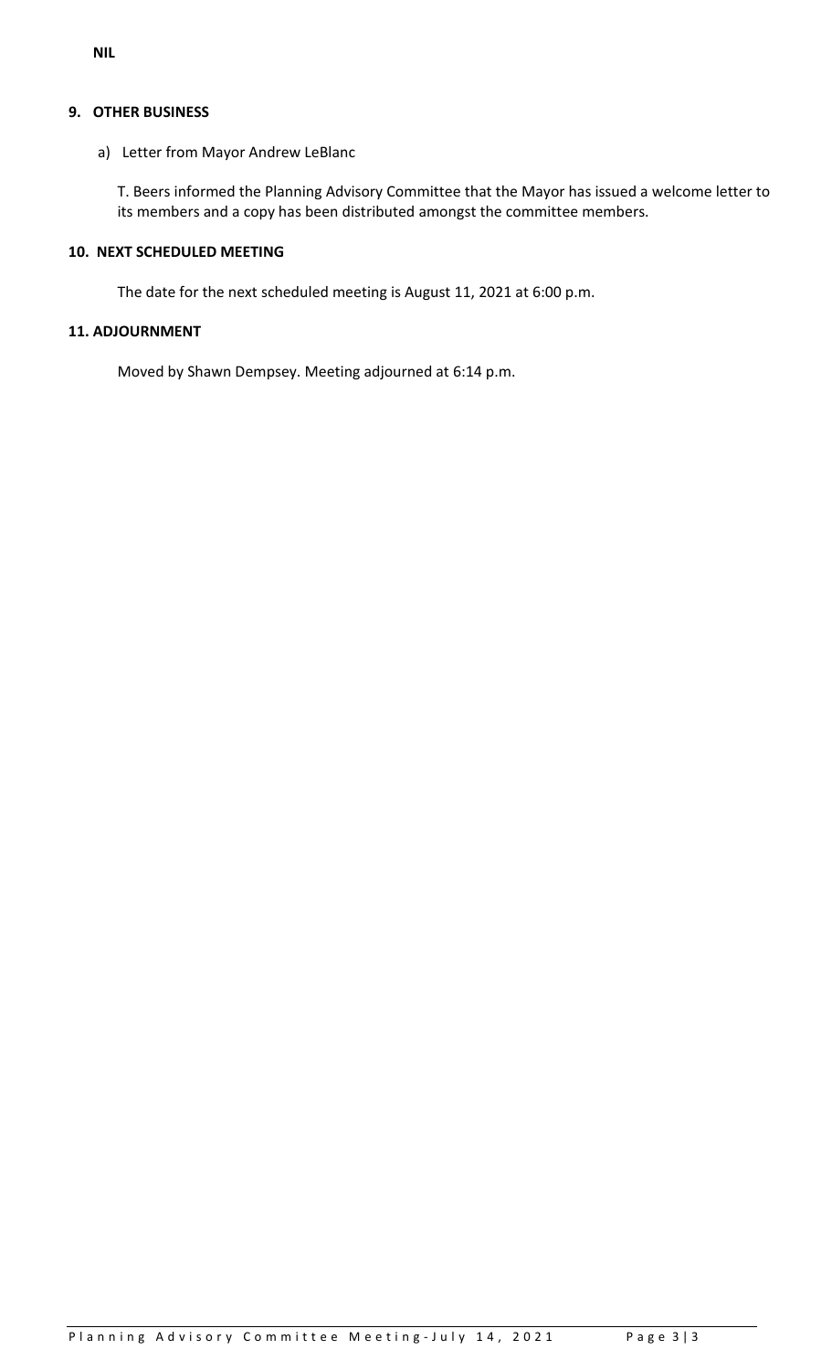**NIL**

## 9. OTHER BUSINESS

a) Letter from Mayor Andrew LeBlanc

T. Beers informed the Planning Advisory Committee that the Mayor has issued a welcome letter to its members and a copy has been distributed amongst the committee members.

## 10. NEXT SCHEDULED MEETING

The date for the next scheduled meeting is August 11, 2021 at 6:00 p.m.

## 11. ADJOURNMENT

Moved by Shawn Dempsey. Meeting adjourned at 6:14 p.m.